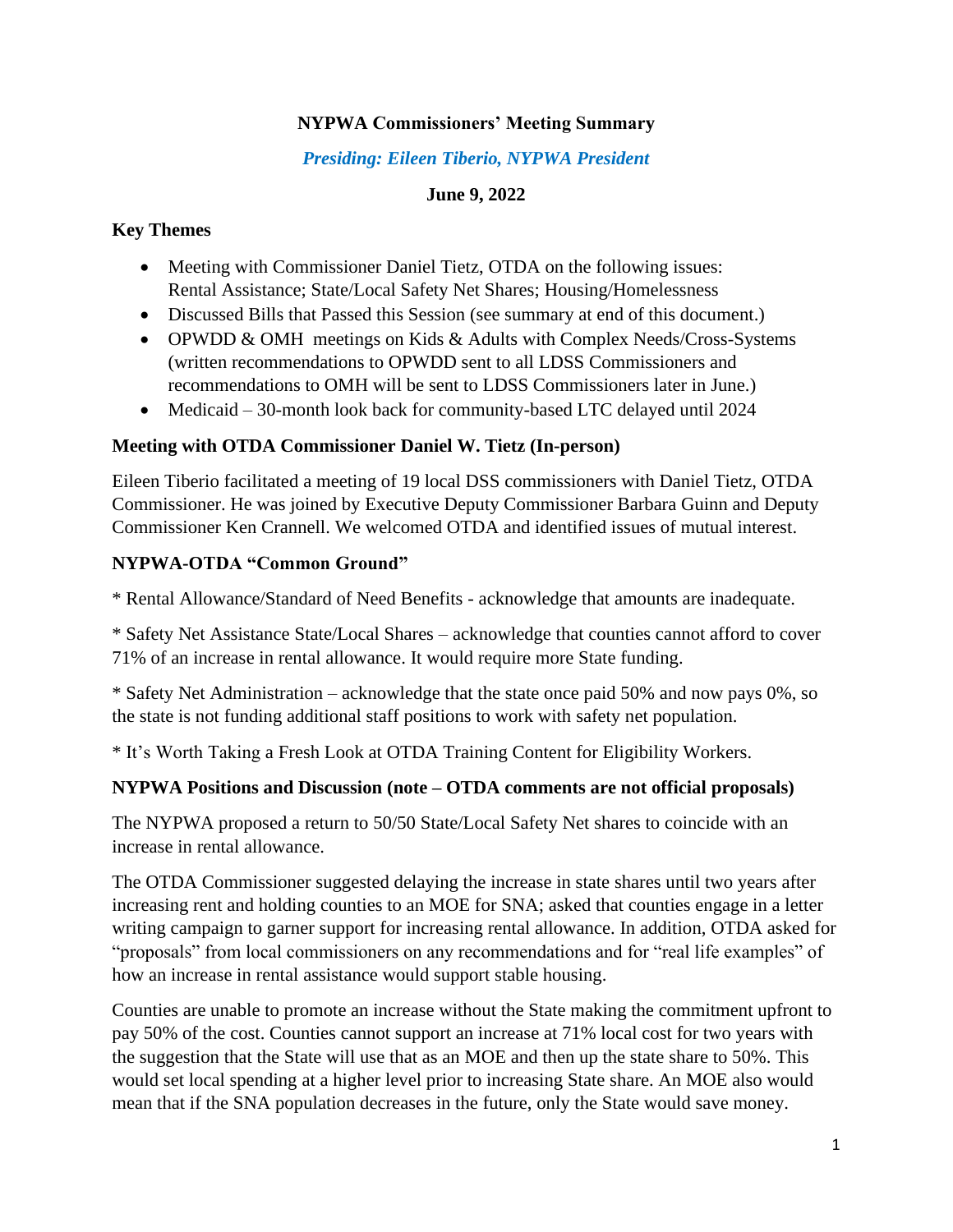# NYPWA Commissioners' Meeting Summary

***Presiding: Eileen Tiberio, NYPWA President***

**June 9, 2022**

### Key Themes

- Meeting with Commissioner Daniel Tietz, OTDA on the following issues: Rental Assistance; State/Local Safety Net Shares; Housing/Homelessness
- Discussed Bills that Passed this Session (see summary at end of this document.)
- OPWDD & OMH meetings on Kids & Adults with Complex Needs/Cross-Systems (written recommendations to OPWDD sent to all LDSS Commissioners and recommendations to OMH will be sent to LDSS Commissioners later in June.)
- Medicaid – 30-month look back for community-based LTC delayed until 2024

### Meeting with OTDA Commissioner Daniel W. Tietz (In-person)

Eileen Tiberio facilitated a meeting of 19 local DSS commissioners with Daniel Tietz, OTDA Commissioner. He was joined by Executive Deputy Commissioner Barbara Guinn and Deputy Commissioner Ken Crannell. We welcomed OTDA and identified issues of mutual interest.

### NYPWA-OTDA "Common Ground"

* Rental Allowance/Standard of Need Benefits - acknowledge that amounts are inadequate.

* Safety Net Assistance State/Local Shares – acknowledge that counties cannot afford to cover 71% of an increase in rental allowance. It would require more State funding.

* Safety Net Administration – acknowledge that the state once paid 50% and now pays 0%, so the state is not funding additional staff positions to work with safety net population.

* It's Worth Taking a Fresh Look at OTDA Training Content for Eligibility Workers.

### NYPWA Positions and Discussion (note – OTDA comments are not official proposals)

The NYPWA proposed a return to 50/50 State/Local Safety Net shares to coincide with an increase in rental allowance.

The OTDA Commissioner suggested delaying the increase in state shares until two years after increasing rent and holding counties to an MOE for SNA; asked that counties engage in a letter writing campaign to garner support for increasing rental allowance. In addition, OTDA asked for "proposals" from local commissioners on any recommendations and for "real life examples" of how an increase in rental assistance would support stable housing.

Counties are unable to promote an increase without the State making the commitment upfront to pay 50% of the cost. Counties cannot support an increase at 71% local cost for two years with the suggestion that the State will use that as an MOE and then up the state share to 50%. This would set local spending at a higher level prior to increasing State share. An MOE also would mean that if the SNA population decreases in the future, only the State would save money.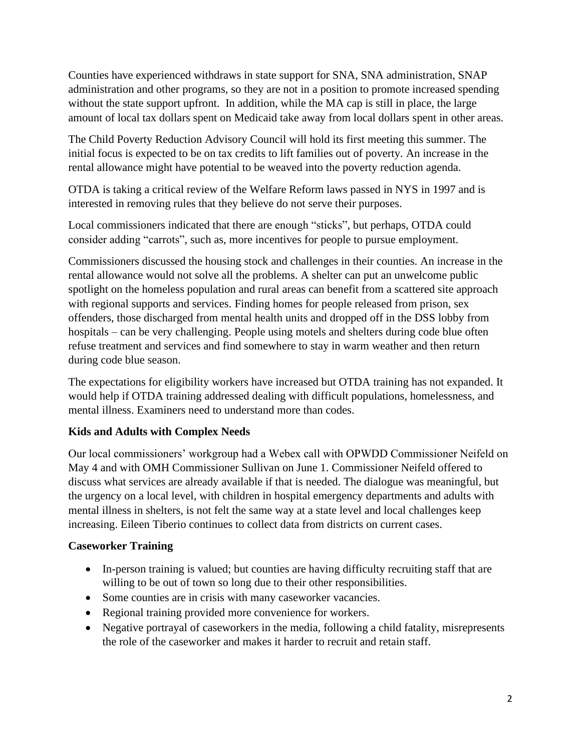Counties have experienced withdraws in state support for SNA, SNA administration, SNAP administration and other programs, so they are not in a position to promote increased spending without the state support upfront. In addition, while the MA cap is still in place, the large amount of local tax dollars spent on Medicaid take away from local dollars spent in other areas.

The Child Poverty Reduction Advisory Council will hold its first meeting this summer. The initial focus is expected to be on tax credits to lift families out of poverty. An increase in the rental allowance might have potential to be weaved into the poverty reduction agenda.

OTDA is taking a critical review of the Welfare Reform laws passed in NYS in 1997 and is interested in removing rules that they believe do not serve their purposes.

Local commissioners indicated that there are enough "sticks", but perhaps, OTDA could consider adding "carrots", such as, more incentives for people to pursue employment.

Commissioners discussed the housing stock and challenges in their counties. An increase in the rental allowance would not solve all the problems. A shelter can put an unwelcome public spotlight on the homeless population and rural areas can benefit from a scattered site approach with regional supports and services. Finding homes for people released from prison, sex offenders, those discharged from mental health units and dropped off in the DSS lobby from hospitals – can be very challenging. People using motels and shelters during code blue often refuse treatment and services and find somewhere to stay in warm weather and then return during code blue season.

The expectations for eligibility workers have increased but OTDA training has not expanded. It would help if OTDA training addressed dealing with difficult populations, homelessness, and mental illness. Examiners need to understand more than codes.

**Kids and Adults with Complex Needs**

Our local commissioners' workgroup had a Webex call with OPWDD Commissioner Neifeld on May 4 and with OMH Commissioner Sullivan on June 1. Commissioner Neifeld offered to discuss what services are already available if that is needed. The dialogue was meaningful, but the urgency on a local level, with children in hospital emergency departments and adults with mental illness in shelters, is not felt the same way at a state level and local challenges keep increasing. Eileen Tiberio continues to collect data from districts on current cases.

**Caseworker Training**

- In-person training is valued; but counties are having difficulty recruiting staff that are willing to be out of town so long due to their other responsibilities.
- Some counties are in crisis with many caseworker vacancies.
- Regional training provided more convenience for workers.
- Negative portrayal of caseworkers in the media, following a child fatality, misrepresents the role of the caseworker and makes it harder to recruit and retain staff.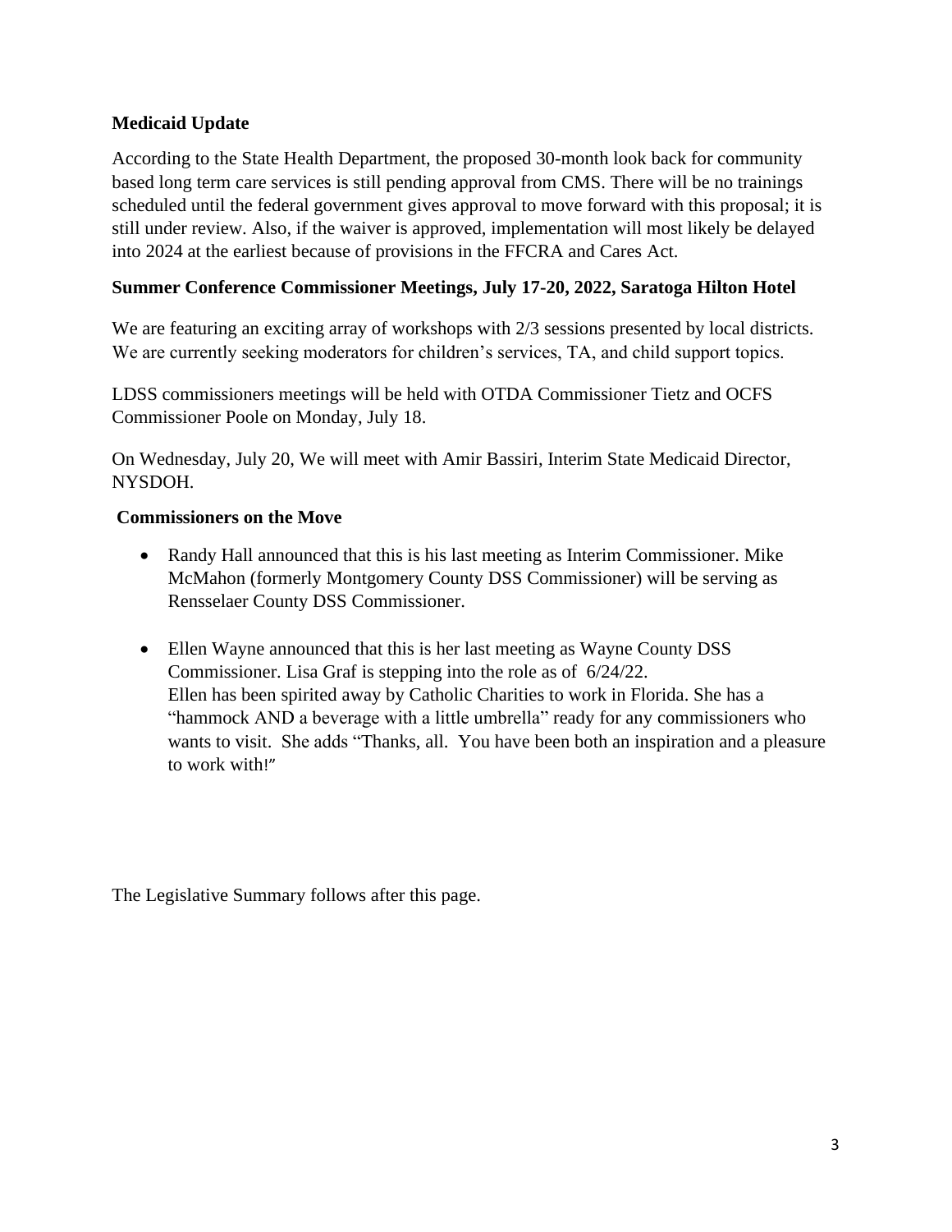**Medicaid Update**

According to the State Health Department, the proposed 30-month look back for community based long term care services is still pending approval from CMS. There will be no trainings scheduled until the federal government gives approval to move forward with this proposal; it is still under review. Also, if the waiver is approved, implementation will most likely be delayed into 2024 at the earliest because of provisions in the FFCRA and Cares Act.

**Summer Conference Commissioner Meetings, July 17-20, 2022, Saratoga Hilton Hotel**

We are featuring an exciting array of workshops with 2/3 sessions presented by local districts. We are currently seeking moderators for children's services, TA, and child support topics.

LDSS commissioners meetings will be held with OTDA Commissioner Tietz and OCFS Commissioner Poole on Monday, July 18.

On Wednesday, July 20, We will meet with Amir Bassiri, Interim State Medicaid Director, NYSDOH.

**Commissioners on the Move**

- Randy Hall announced that this is his last meeting as Interim Commissioner. Mike McMahon (formerly Montgomery County DSS Commissioner) will be serving as Rensselaer County DSS Commissioner.

- Ellen Wayne announced that this is her last meeting as Wayne County DSS Commissioner. Lisa Graf is stepping into the role as of 6/24/22.
  Ellen has been spirited away by Catholic Charities to work in Florida. She has a "hammock AND a beverage with a little umbrella" ready for any commissioners who wants to visit. She adds "Thanks, all. You have been both an inspiration and a pleasure to work with!"

The Legislative Summary follows after this page.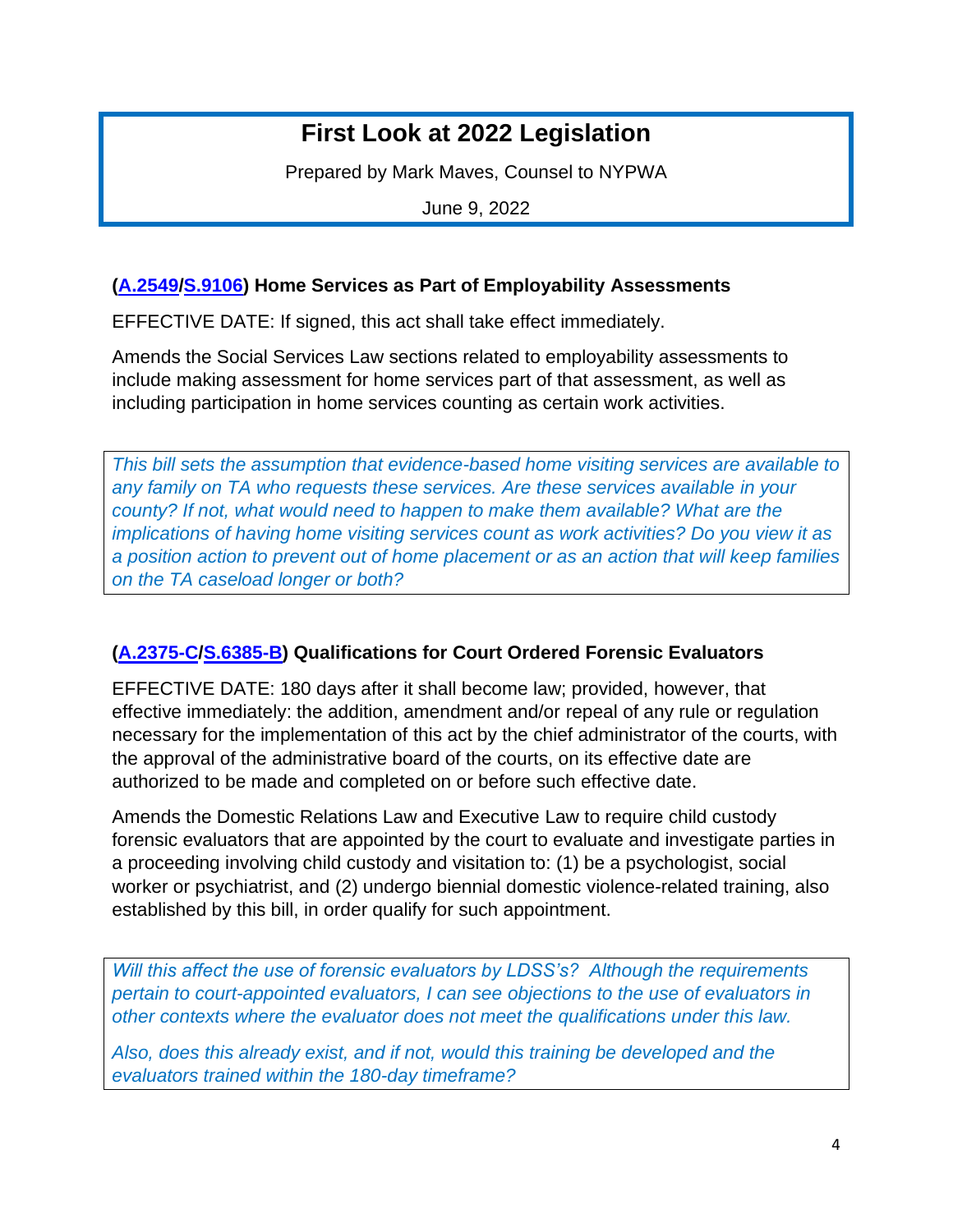# First Look at 2022 Legislation

Prepared by Mark Maves, Counsel to NYPWA

June 9, 2022

### (A.2549/S.9106) Home Services as Part of Employability Assessments

EFFECTIVE DATE: If signed, this act shall take effect immediately.

Amends the Social Services Law sections related to employability assessments to include making assessment for home services part of that assessment, as well as including participation in home services counting as certain work activities.

*This bill sets the assumption that evidence-based home visiting services are available to any family on TA who requests these services. Are these services available in your county? If not, what would need to happen to make them available? What are the implications of having home visiting services count as work activities? Do you view it as a position action to prevent out of home placement or as an action that will keep families on the TA caseload longer or both?*

### (A.2375-C/S.6385-B) Qualifications for Court Ordered Forensic Evaluators

EFFECTIVE DATE: 180 days after it shall become law; provided, however, that effective immediately: the addition, amendment and/or repeal of any rule or regulation necessary for the implementation of this act by the chief administrator of the courts, with the approval of the administrative board of the courts, on its effective date are authorized to be made and completed on or before such effective date.

Amends the Domestic Relations Law and Executive Law to require child custody forensic evaluators that are appointed by the court to evaluate and investigate parties in a proceeding involving child custody and visitation to: (1) be a psychologist, social worker or psychiatrist, and (2) undergo biennial domestic violence-related training, also established by this bill, in order qualify for such appointment.

*Will this affect the use of forensic evaluators by LDSS's? Although the requirements pertain to court-appointed evaluators, I can see objections to the use of evaluators in other contexts where the evaluator does not meet the qualifications under this law.*

*Also, does this already exist, and if not, would this training be developed and the evaluators trained within the 180-day timeframe?*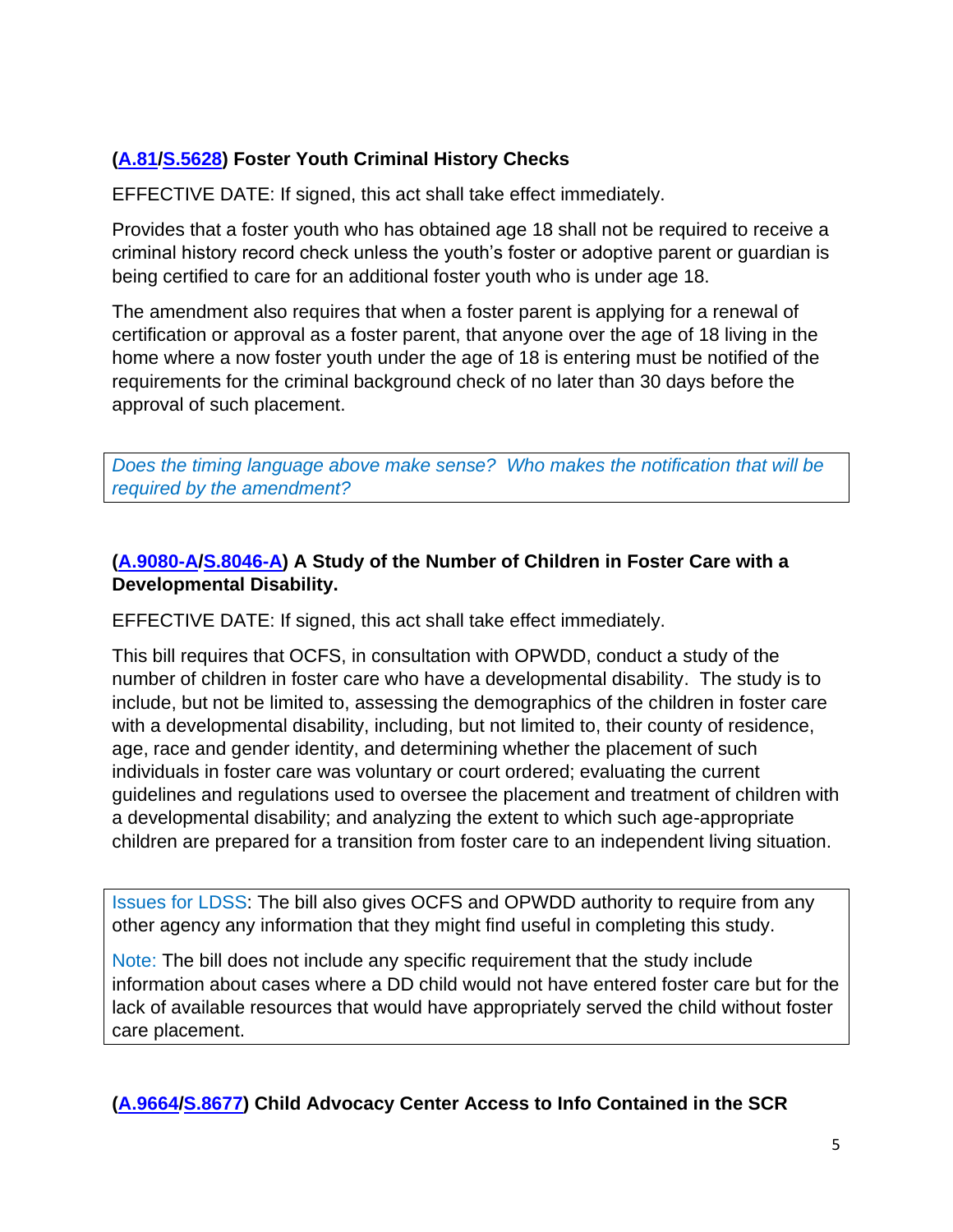### ([A.81](#)/[S.5628](#)) Foster Youth Criminal History Checks

EFFECTIVE DATE: If signed, this act shall take effect immediately.

Provides that a foster youth who has obtained age 18 shall not be required to receive a criminal history record check unless the youth's foster or adoptive parent or guardian is being certified to care for an additional foster youth who is under age 18.

The amendment also requires that when a foster parent is applying for a renewal of certification or approval as a foster parent, that anyone over the age of 18 living in the home where a now foster youth under the age of 18 is entering must be notified of the requirements for the criminal background check of no later than 30 days before the approval of such placement.

> *Does the timing language above make sense? Who makes the notification that will be required by the amendment?*

### ([A.9080-A](#)/[S.8046-A](#)) A Study of the Number of Children in Foster Care with a Developmental Disability.

EFFECTIVE DATE: If signed, this act shall take effect immediately.

This bill requires that OCFS, in consultation with OPWDD, conduct a study of the number of children in foster care who have a developmental disability. The study is to include, but not be limited to, assessing the demographics of the children in foster care with a developmental disability, including, but not limited to, their county of residence, age, race and gender identity, and determining whether the placement of such individuals in foster care was voluntary or court ordered; evaluating the current guidelines and regulations used to oversee the placement and treatment of children with a developmental disability; and analyzing the extent to which such age-appropriate children are prepared for a transition from foster care to an independent living situation.

> Issues for LDSS: The bill also gives OCFS and OPWDD authority to require from any other agency any information that they might find useful in completing this study.
>
> Note: The bill does not include any specific requirement that the study include information about cases where a DD child would not have entered foster care but for the lack of available resources that would have appropriately served the child without foster care placement.

### ([A.9664](#)/[S.8677](#)) Child Advocacy Center Access to Info Contained in the SCR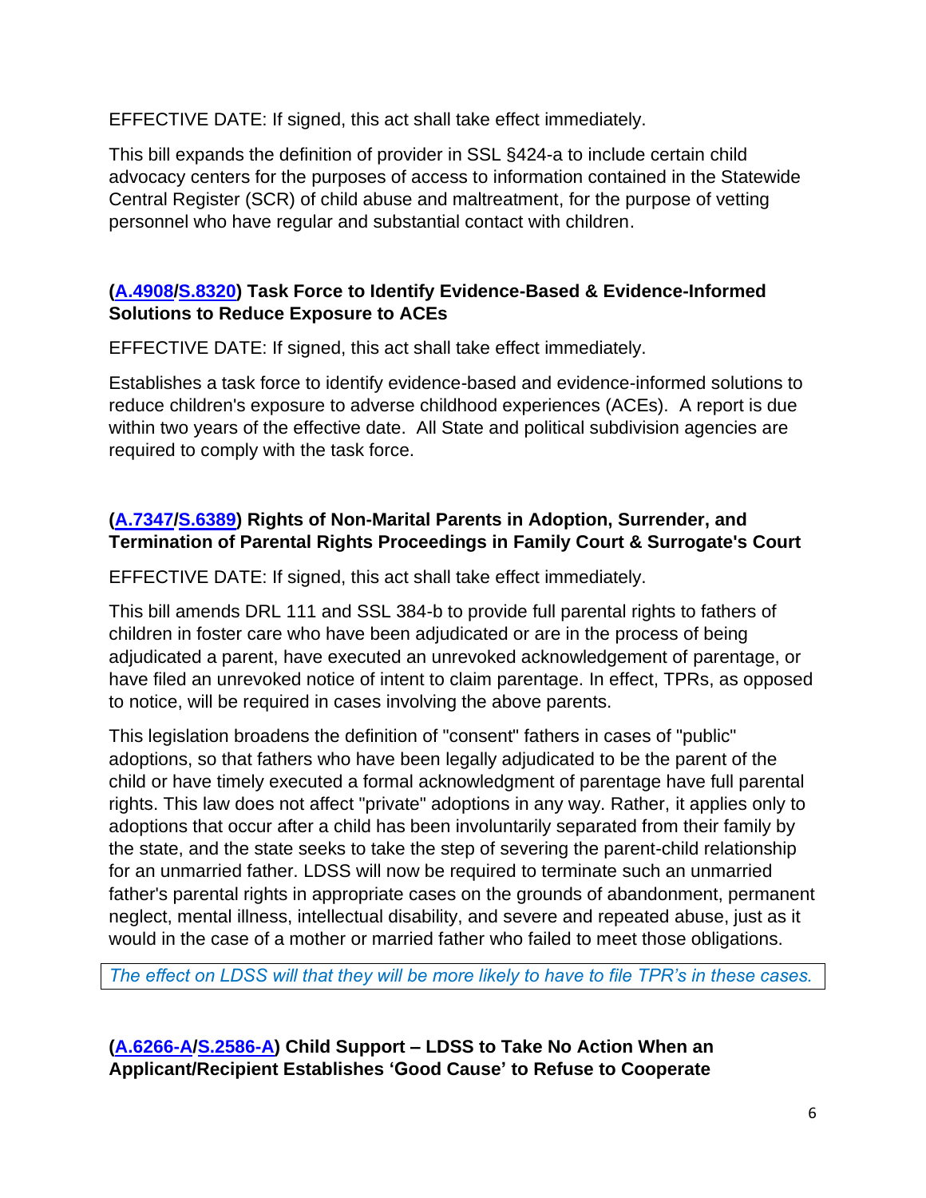EFFECTIVE DATE: If signed, this act shall take effect immediately.

This bill expands the definition of provider in SSL §424-a to include certain child advocacy centers for the purposes of access to information contained in the Statewide Central Register (SCR) of child abuse and maltreatment, for the purpose of vetting personnel who have regular and substantial contact with children.

### ([A.4908](#)/[S.8320](#)) Task Force to Identify Evidence-Based & Evidence-Informed Solutions to Reduce Exposure to ACEs

EFFECTIVE DATE: If signed, this act shall take effect immediately.

Establishes a task force to identify evidence-based and evidence-informed solutions to reduce children's exposure to adverse childhood experiences (ACEs). A report is due within two years of the effective date. All State and political subdivision agencies are required to comply with the task force.

### ([A.7347](#)/[S.6389](#)) Rights of Non-Marital Parents in Adoption, Surrender, and Termination of Parental Rights Proceedings in Family Court & Surrogate's Court

EFFECTIVE DATE: If signed, this act shall take effect immediately.

This bill amends DRL 111 and SSL 384-b to provide full parental rights to fathers of children in foster care who have been adjudicated or are in the process of being adjudicated a parent, have executed an unrevoked acknowledgement of parentage, or have filed an unrevoked notice of intent to claim parentage. In effect, TPRs, as opposed to notice, will be required in cases involving the above parents.

This legislation broadens the definition of "consent" fathers in cases of "public" adoptions, so that fathers who have been legally adjudicated to be the parent of the child or have timely executed a formal acknowledgment of parentage have full parental rights. This law does not affect "private" adoptions in any way. Rather, it applies only to adoptions that occur after a child has been involuntarily separated from their family by the state, and the state seeks to take the step of severing the parent-child relationship for an unmarried father. LDSS will now be required to terminate such an unmarried father's parental rights in appropriate cases on the grounds of abandonment, permanent neglect, mental illness, intellectual disability, and severe and repeated abuse, just as it would in the case of a mother or married father who failed to meet those obligations.

*The effect on LDSS will that they will be more likely to have to file TPR's in these cases.*

### ([A.6266-A](#)/[S.2586-A](#)) Child Support – LDSS to Take No Action When an Applicant/Recipient Establishes 'Good Cause' to Refuse to Cooperate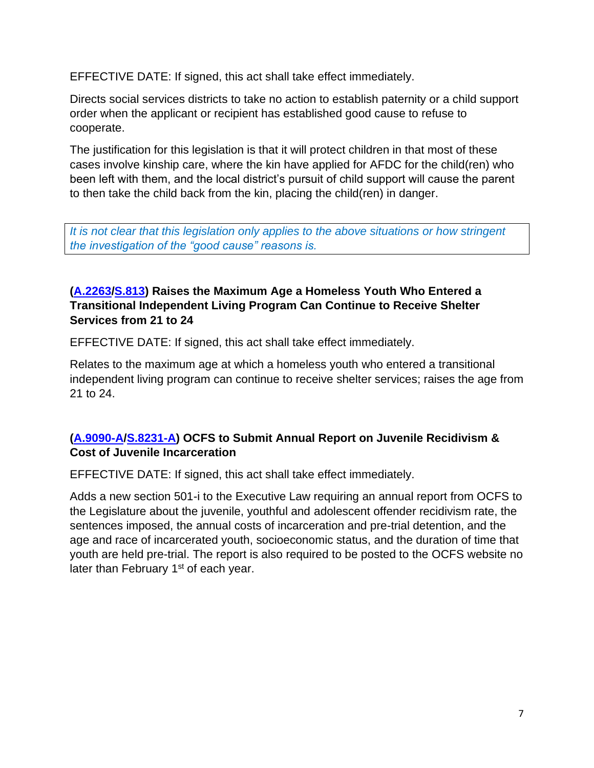EFFECTIVE DATE: If signed, this act shall take effect immediately.

Directs social services districts to take no action to establish paternity or a child support order when the applicant or recipient has established good cause to refuse to cooperate.

The justification for this legislation is that it will protect children in that most of these cases involve kinship care, where the kin have applied for AFDC for the child(ren) who been left with them, and the local district's pursuit of child support will cause the parent to then take the child back from the kin, placing the child(ren) in danger.

> *It is not clear that this legislation only applies to the above situations or how stringent the investigation of the "good cause" reasons is.*

### (A.2263/S.813) Raises the Maximum Age a Homeless Youth Who Entered a Transitional Independent Living Program Can Continue to Receive Shelter Services from 21 to 24

EFFECTIVE DATE: If signed, this act shall take effect immediately.

Relates to the maximum age at which a homeless youth who entered a transitional independent living program can continue to receive shelter services; raises the age from 21 to 24.

### (A.9090-A/S.8231-A) OCFS to Submit Annual Report on Juvenile Recidivism & Cost of Juvenile Incarceration

EFFECTIVE DATE: If signed, this act shall take effect immediately.

Adds a new section 501-i to the Executive Law requiring an annual report from OCFS to the Legislature about the juvenile, youthful and adolescent offender recidivism rate, the sentences imposed, the annual costs of incarceration and pre-trial detention, and the age and race of incarcerated youth, socioeconomic status, and the duration of time that youth are held pre-trial. The report is also required to be posted to the OCFS website no later than February 1st of each year.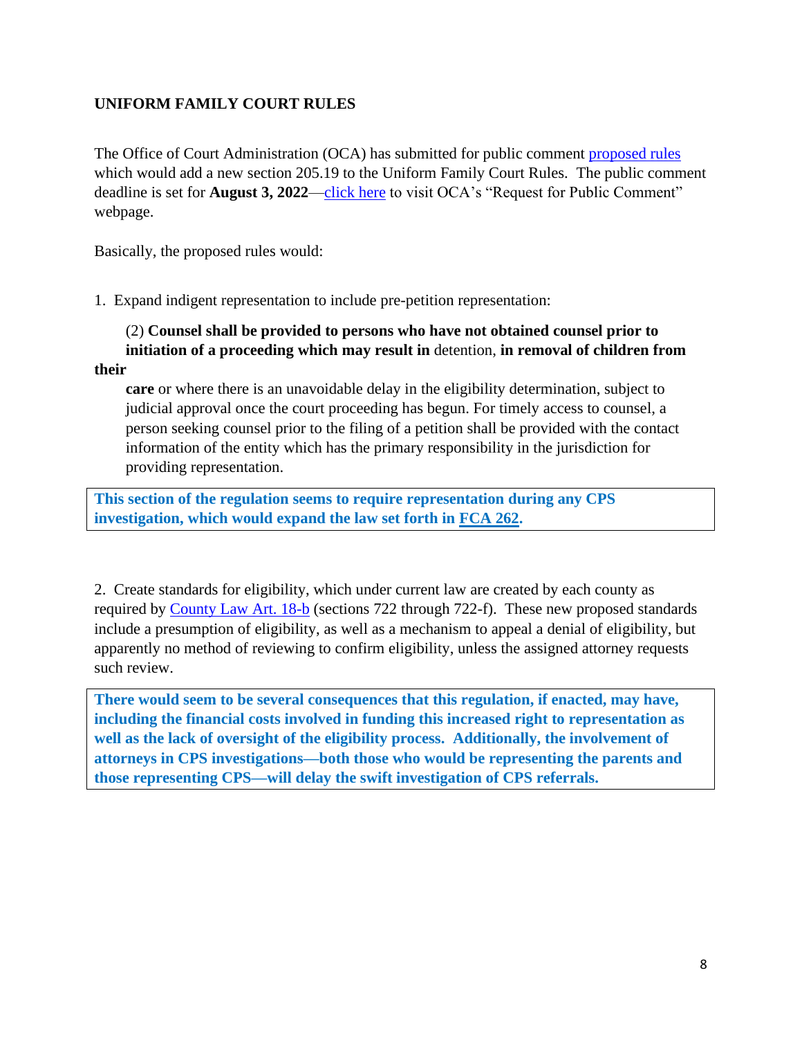**UNIFORM FAMILY COURT RULES**

The Office of Court Administration (OCA) has submitted for public comment proposed rules which would add a new section 205.19 to the Uniform Family Court Rules. The public comment deadline is set for **August 3, 2022**—click here to visit OCA's "Request for Public Comment" webpage.

Basically, the proposed rules would:

1. Expand indigent representation to include pre-petition representation:

> (2) **Counsel shall be provided to persons who have not obtained counsel prior to initiation of a proceeding which may result in** detention, **in removal of children from their care** or where there is an unavoidable delay in the eligibility determination, subject to judicial approval once the court proceeding has begun. For timely access to counsel, a person seeking counsel prior to the filing of a petition shall be provided with the contact information of the entity which has the primary responsibility in the jurisdiction for providing representation.

**This section of the regulation seems to require representation during any CPS investigation, which would expand the law set forth in FCA 262.**

2. Create standards for eligibility, which under current law are created by each county as required by County Law Art. 18-b (sections 722 through 722-f). These new proposed standards include a presumption of eligibility, as well as a mechanism to appeal a denial of eligibility, but apparently no method of reviewing to confirm eligibility, unless the assigned attorney requests such review.

**There would seem to be several consequences that this regulation, if enacted, may have, including the financial costs involved in funding this increased right to representation as well as the lack of oversight of the eligibility process. Additionally, the involvement of attorneys in CPS investigations—both those who would be representing the parents and those representing CPS—will delay the swift investigation of CPS referrals.**